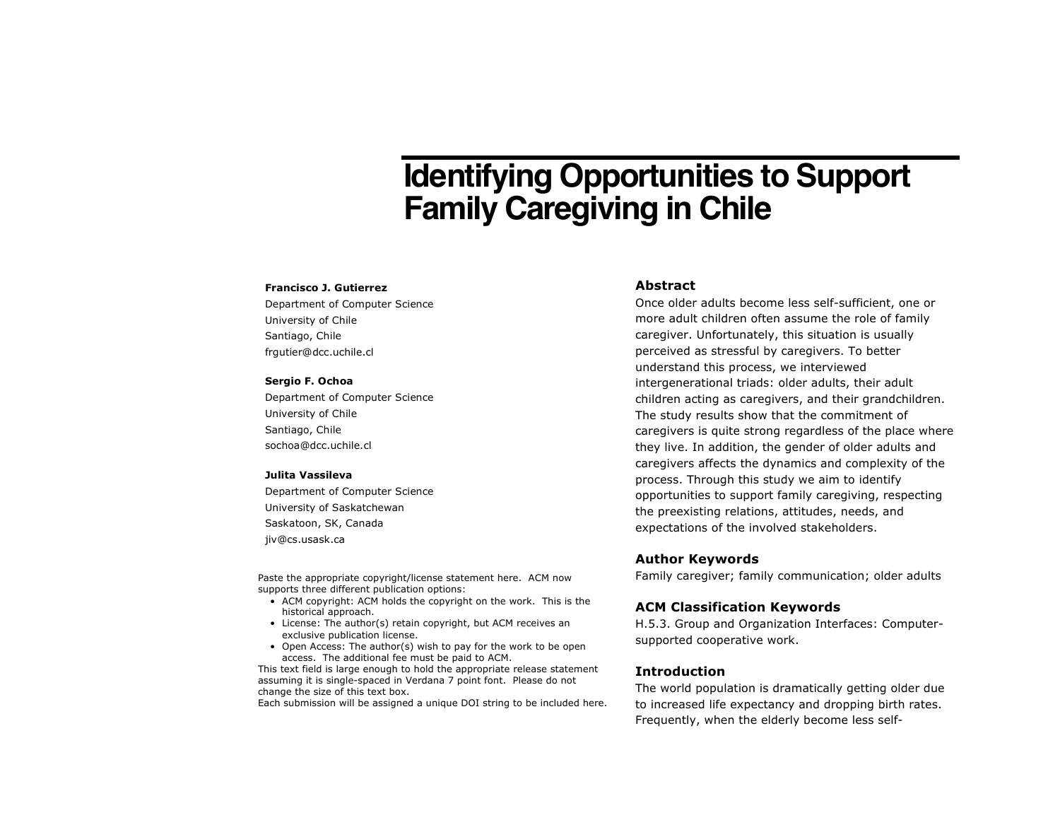# Identifying Opportunities to Support Family Caregiving in Chile

**Francisco J. Gutierrez**
Department of Computer Science
University of Chile
Santiago, Chile
frgutier@dcc.uchile.cl

**Sergio F. Ochoa**
Department of Computer Science
University of Chile
Santiago, Chile
sochoa@dcc.uchile.cl

**Julita Vassileva**
Department of Computer Science
University of Saskatchewan
Saskatoon, SK, Canada
jiv@cs.usask.ca

Paste the appropriate copyright/license statement here. ACM now supports three different publication options:

- ACM copyright: ACM holds the copyright on the work. This is the historical approach.
- License: The author(s) retain copyright, but ACM receives an exclusive publication license.
- Open Access: The author(s) wish to pay for the work to be open access. The additional fee must be paid to ACM.

This text field is large enough to hold the appropriate release statement assuming it is single-spaced in Verdana 7 point font. Please do not change the size of this text box.
Each submission will be assigned a unique DOI string to be included here.

## Abstract

Once older adults become less self-sufficient, one or more adult children often assume the role of family caregiver. Unfortunately, this situation is usually perceived as stressful by caregivers. To better understand this process, we interviewed intergenerational triads: older adults, their adult children acting as caregivers, and their grandchildren. The study results show that the commitment of caregivers is quite strong regardless of the place where they live. In addition, the gender of older adults and caregivers affects the dynamics and complexity of the process. Through this study we aim to identify opportunities to support family caregiving, respecting the preexisting relations, attitudes, needs, and expectations of the involved stakeholders.

## Author Keywords

Family caregiver; family communication; older adults

## ACM Classification Keywords

H.5.3. Group and Organization Interfaces: Computer-supported cooperative work.

## Introduction

The world population is dramatically getting older due to increased life expectancy and dropping birth rates. Frequently, when the elderly become less self-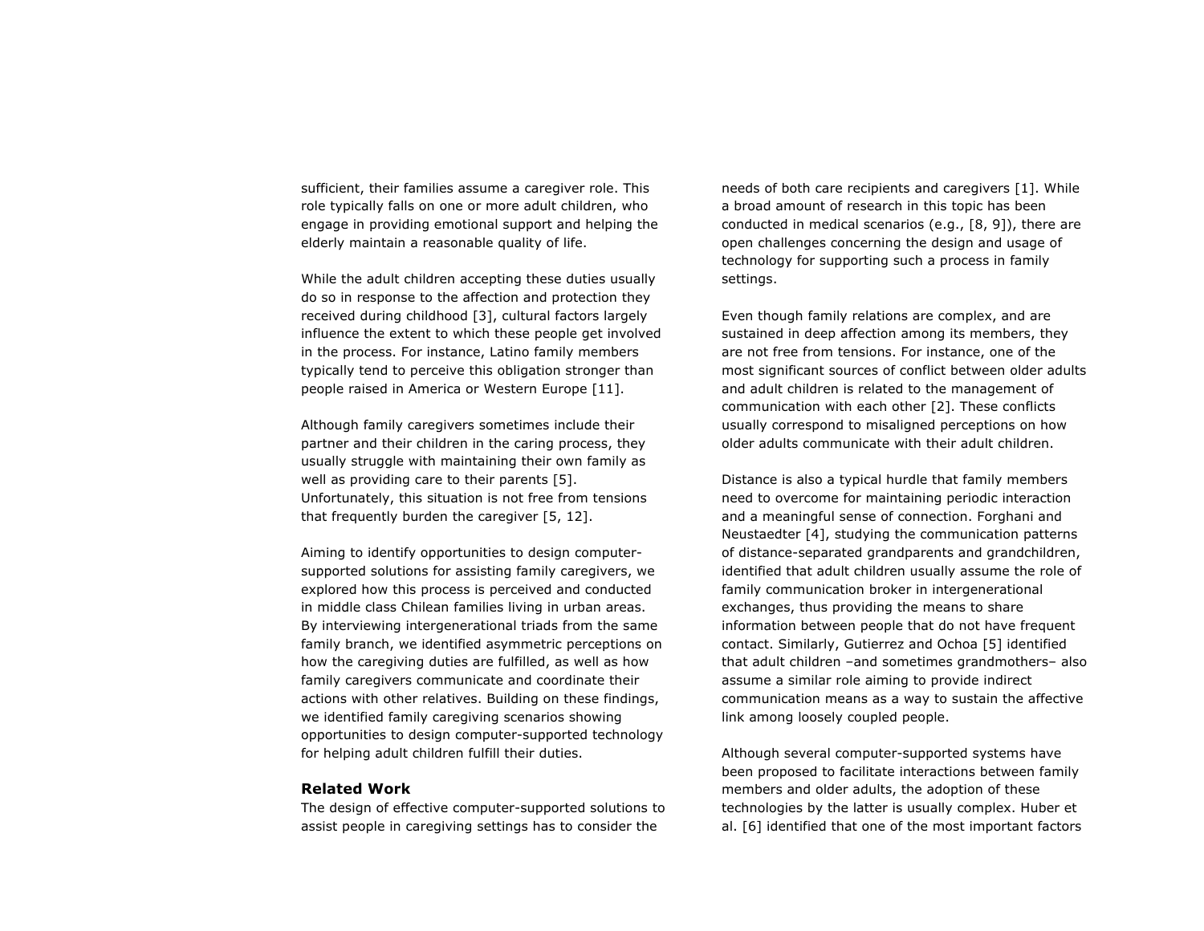sufficient, their families assume a caregiver role. This role typically falls on one or more adult children, who engage in providing emotional support and helping the elderly maintain a reasonable quality of life.

While the adult children accepting these duties usually do so in response to the affection and protection they received during childhood [3], cultural factors largely influence the extent to which these people get involved in the process. For instance, Latino family members typically tend to perceive this obligation stronger than people raised in America or Western Europe [11].

Although family caregivers sometimes include their partner and their children in the caring process, they usually struggle with maintaining their own family as well as providing care to their parents [5]. Unfortunately, this situation is not free from tensions that frequently burden the caregiver [5, 12].

Aiming to identify opportunities to design computer-supported solutions for assisting family caregivers, we explored how this process is perceived and conducted in middle class Chilean families living in urban areas. By interviewing intergenerational triads from the same family branch, we identified asymmetric perceptions on how the caregiving duties are fulfilled, as well as how family caregivers communicate and coordinate their actions with other relatives. Building on these findings, we identified family caregiving scenarios showing opportunities to design computer-supported technology for helping adult children fulfill their duties.

## Related Work

The design of effective computer-supported solutions to assist people in caregiving settings has to consider the needs of both care recipients and caregivers [1]. While a broad amount of research in this topic has been conducted in medical scenarios (e.g., [8, 9]), there are open challenges concerning the design and usage of technology for supporting such a process in family settings.

Even though family relations are complex, and are sustained in deep affection among its members, they are not free from tensions. For instance, one of the most significant sources of conflict between older adults and adult children is related to the management of communication with each other [2]. These conflicts usually correspond to misaligned perceptions on how older adults communicate with their adult children.

Distance is also a typical hurdle that family members need to overcome for maintaining periodic interaction and a meaningful sense of connection. Forghani and Neustaedter [4], studying the communication patterns of distance-separated grandparents and grandchildren, identified that adult children usually assume the role of family communication broker in intergenerational exchanges, thus providing the means to share information between people that do not have frequent contact. Similarly, Gutierrez and Ochoa [5] identified that adult children –and sometimes grandmothers– also assume a similar role aiming to provide indirect communication means as a way to sustain the affective link among loosely coupled people.

Although several computer-supported systems have been proposed to facilitate interactions between family members and older adults, the adoption of these technologies by the latter is usually complex. Huber et al. [6] identified that one of the most important factors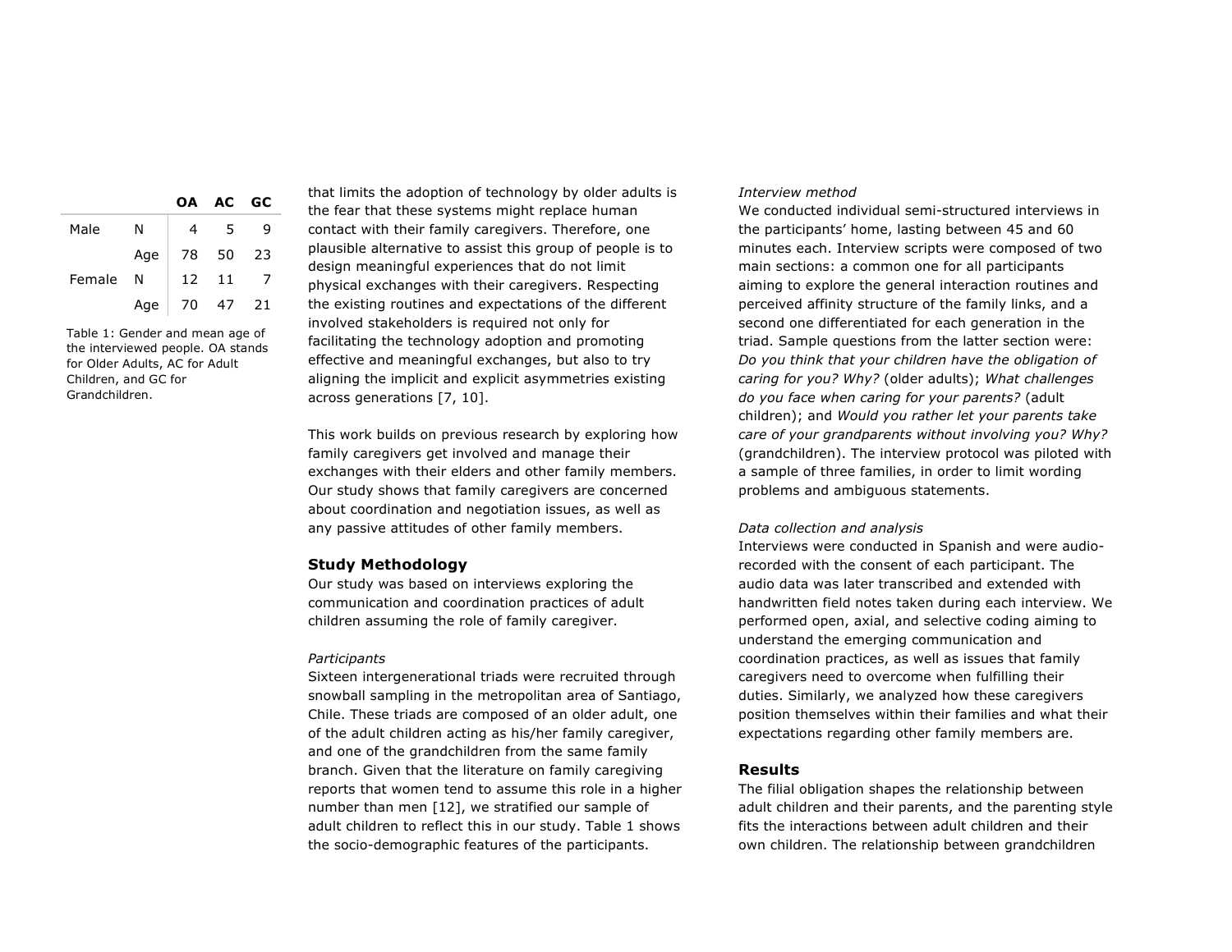|  |  | OA | AC | GC |
|---|---|---|---|---|
| Male | N | 4 | 5 | 9 |
|  | Age | 78 | 50 | 23 |
| Female | N | 12 | 11 | 7 |
|  | Age | 70 | 47 | 21 |

Table 1: Gender and mean age of the interviewed people. OA stands for Older Adults, AC for Adult Children, and GC for Grandchildren.

that limits the adoption of technology by older adults is the fear that these systems might replace human contact with their family caregivers. Therefore, one plausible alternative to assist this group of people is to design meaningful experiences that do not limit physical exchanges with their caregivers. Respecting the existing routines and expectations of the different involved stakeholders is required not only for facilitating the technology adoption and promoting effective and meaningful exchanges, but also to try aligning the implicit and explicit asymmetries existing across generations [7, 10].

This work builds on previous research by exploring how family caregivers get involved and manage their exchanges with their elders and other family members. Our study shows that family caregivers are concerned about coordination and negotiation issues, as well as any passive attitudes of other family members.

## Study Methodology

Our study was based on interviews exploring the communication and coordination practices of adult children assuming the role of family caregiver.

*Participants*

Sixteen intergenerational triads were recruited through snowball sampling in the metropolitan area of Santiago, Chile. These triads are composed of an older adult, one of the adult children acting as his/her family caregiver, and one of the grandchildren from the same family branch. Given that the literature on family caregiving reports that women tend to assume this role in a higher number than men [12], we stratified our sample of adult children to reflect this in our study. Table 1 shows the socio-demographic features of the participants.

*Interview method*

We conducted individual semi-structured interviews in the participants' home, lasting between 45 and 60 minutes each. Interview scripts were composed of two main sections: a common one for all participants aiming to explore the general interaction routines and perceived affinity structure of the family links, and a second one differentiated for each generation in the triad. Sample questions from the latter section were: *Do you think that your children have the obligation of caring for you? Why?* (older adults); *What challenges do you face when caring for your parents?* (adult children); and *Would you rather let your parents take care of your grandparents without involving you? Why?* (grandchildren). The interview protocol was piloted with a sample of three families, in order to limit wording problems and ambiguous statements.

*Data collection and analysis*

Interviews were conducted in Spanish and were audio-recorded with the consent of each participant. The audio data was later transcribed and extended with handwritten field notes taken during each interview. We performed open, axial, and selective coding aiming to understand the emerging communication and coordination practices, as well as issues that family caregivers need to overcome when fulfilling their duties. Similarly, we analyzed how these caregivers position themselves within their families and what their expectations regarding other family members are.

## Results

The filial obligation shapes the relationship between adult children and their parents, and the parenting style fits the interactions between adult children and their own children. The relationship between grandchildren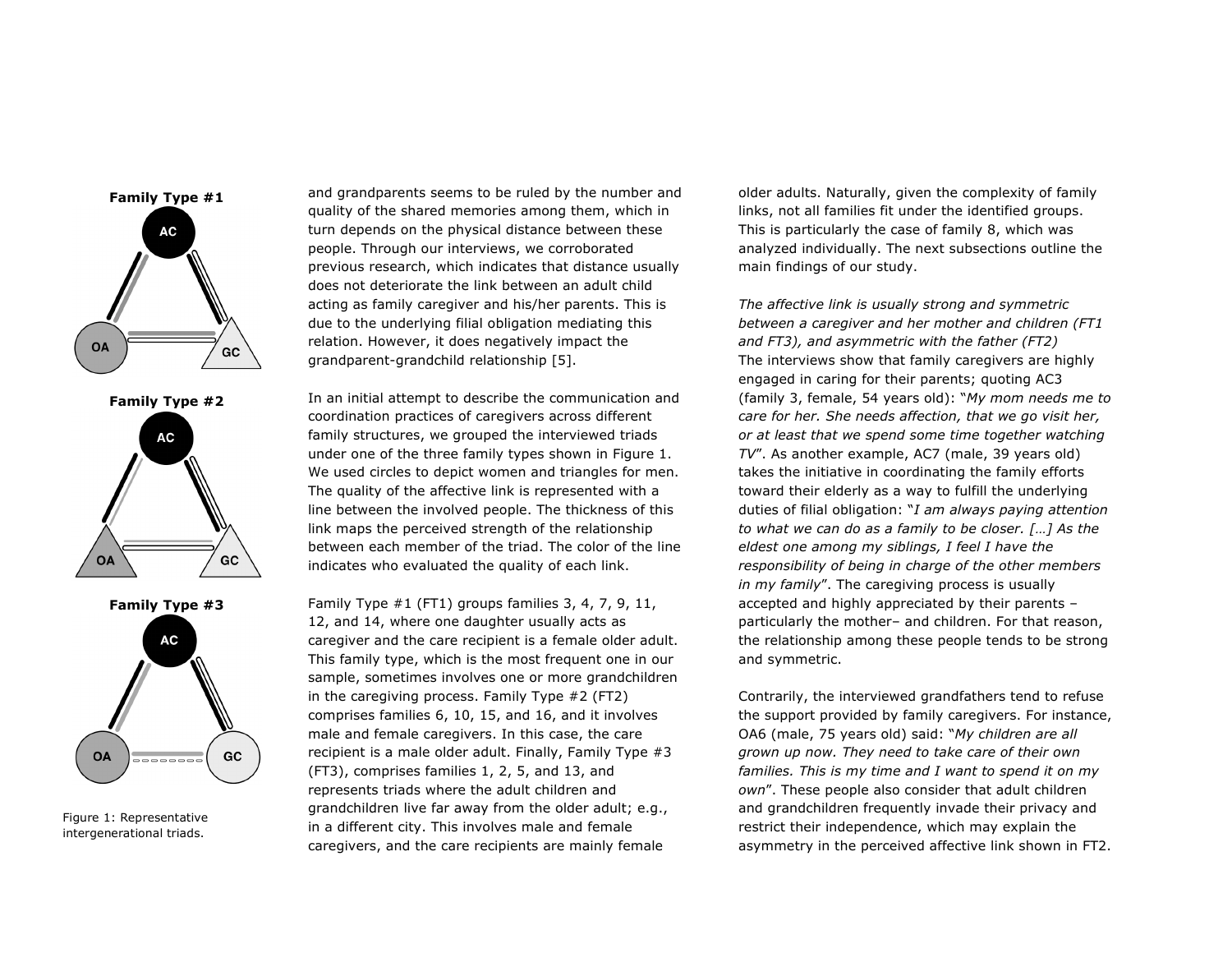**Family Type #1**

**Family Type #2**

**Family Type #3**

Figure 1: Representative intergenerational triads.

and grandparents seems to be ruled by the number and quality of the shared memories among them, which in turn depends on the physical distance between these people. Through our interviews, we corroborated previous research, which indicates that distance usually does not deteriorate the link between an adult child acting as family caregiver and his/her parents. This is due to the underlying filial obligation mediating this relation. However, it does negatively impact the grandparent-grandchild relationship [5].

In an initial attempt to describe the communication and coordination practices of caregivers across different family structures, we grouped the interviewed triads under one of the three family types shown in Figure 1. We used circles to depict women and triangles for men. The quality of the affective link is represented with a line between the involved people. The thickness of this link maps the perceived strength of the relationship between each member of the triad. The color of the line indicates who evaluated the quality of each link.

Family Type #1 (FT1) groups families 3, 4, 7, 9, 11, 12, and 14, where one daughter usually acts as caregiver and the care recipient is a female older adult. This family type, which is the most frequent one in our sample, sometimes involves one or more grandchildren in the caregiving process. Family Type #2 (FT2) comprises families 6, 10, 15, and 16, and it involves male and female caregivers. In this case, the care recipient is a male older adult. Finally, Family Type #3 (FT3), comprises families 1, 2, 5, and 13, and represents triads where the adult children and grandchildren live far away from the older adult; e.g., in a different city. This involves male and female caregivers, and the care recipients are mainly female older adults. Naturally, given the complexity of family links, not all families fit under the identified groups. This is particularly the case of family 8, which was analyzed individually. The next subsections outline the main findings of our study.

*The affective link is usually strong and symmetric between a caregiver and her mother and children (FT1 and FT3), and asymmetric with the father (FT2)*

The interviews show that family caregivers are highly engaged in caring for their parents; quoting AC3 (family 3, female, 54 years old): "*My mom needs me to care for her. She needs affection, that we go visit her, or at least that we spend some time together watching TV*". As another example, AC7 (male, 39 years old) takes the initiative in coordinating the family efforts toward their elderly as a way to fulfill the underlying duties of filial obligation: "*I am always paying attention to what we can do as a family to be closer. […] As the eldest one among my siblings, I feel I have the responsibility of being in charge of the other members in my family*". The caregiving process is usually accepted and highly appreciated by their parents – particularly the mother– and children. For that reason, the relationship among these people tends to be strong and symmetric.

Contrarily, the interviewed grandfathers tend to refuse the support provided by family caregivers. For instance, OA6 (male, 75 years old) said: "*My children are all grown up now. They need to take care of their own families. This is my time and I want to spend it on my own*". These people also consider that adult children and grandchildren frequently invade their privacy and restrict their independence, which may explain the asymmetry in the perceived affective link shown in FT2.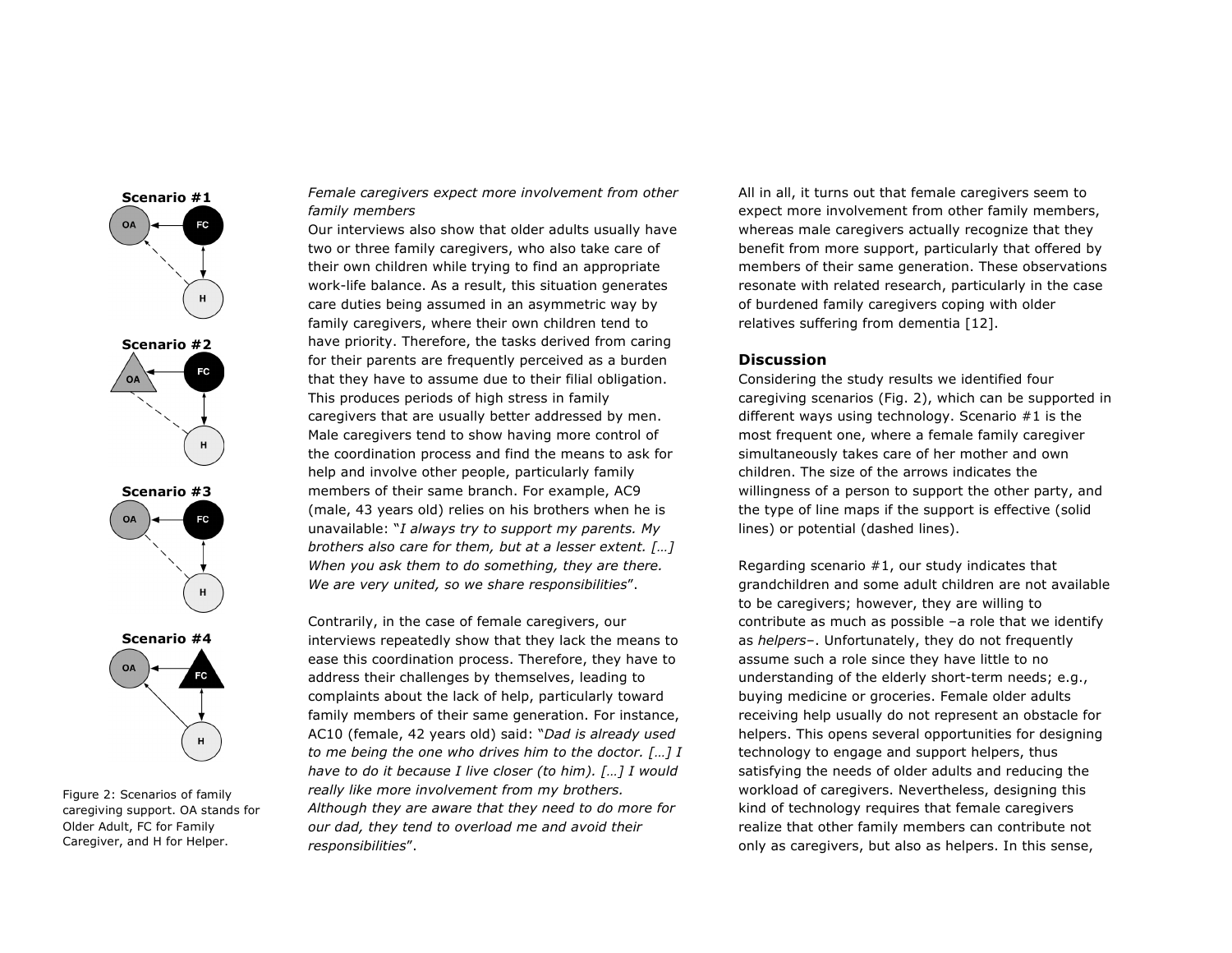Scenario #1

OA FC H

Scenario #2

OA FC H

Scenario #3

OA FC H

Scenario #4

OA FC H

Figure 2: Scenarios of family caregiving support. OA stands for Older Adult, FC for Family Caregiver, and H for Helper.

*Female caregivers expect more involvement from other family members*

Our interviews also show that older adults usually have two or three family caregivers, who also take care of their own children while trying to find an appropriate work-life balance. As a result, this situation generates care duties being assumed in an asymmetric way by family caregivers, where their own children tend to have priority. Therefore, the tasks derived from caring for their parents are frequently perceived as a burden that they have to assume due to their filial obligation. This produces periods of high stress in family caregivers that are usually better addressed by men. Male caregivers tend to show having more control of the coordination process and find the means to ask for help and involve other people, particularly family members of their same branch. For example, AC9 (male, 43 years old) relies on his brothers when he is unavailable: "*I always try to support my parents. My brothers also care for them, but at a lesser extent. […] When you ask them to do something, they are there. We are very united, so we share responsibilities*".

Contrarily, in the case of female caregivers, our interviews repeatedly show that they lack the means to ease this coordination process. Therefore, they have to address their challenges by themselves, leading to complaints about the lack of help, particularly toward family members of their same generation. For instance, AC10 (female, 42 years old) said: "*Dad is already used to me being the one who drives him to the doctor. […] I have to do it because I live closer (to him). […] I would really like more involvement from my brothers. Although they are aware that they need to do more for our dad, they tend to overload me and avoid their responsibilities*".

All in all, it turns out that female caregivers seem to expect more involvement from other family members, whereas male caregivers actually recognize that they benefit from more support, particularly that offered by members of their same generation. These observations resonate with related research, particularly in the case of burdened family caregivers coping with older relatives suffering from dementia [12].

## Discussion

Considering the study results we identified four caregiving scenarios (Fig. 2), which can be supported in different ways using technology. Scenario #1 is the most frequent one, where a female family caregiver simultaneously takes care of her mother and own children. The size of the arrows indicates the willingness of a person to support the other party, and the type of line maps if the support is effective (solid lines) or potential (dashed lines).

Regarding scenario #1, our study indicates that grandchildren and some adult children are not available to be caregivers; however, they are willing to contribute as much as possible –a role that we identify as *helpers*–. Unfortunately, they do not frequently assume such a role since they have little to no understanding of the elderly short-term needs; e.g., buying medicine or groceries. Female older adults receiving help usually do not represent an obstacle for helpers. This opens several opportunities for designing technology to engage and support helpers, thus satisfying the needs of older adults and reducing the workload of caregivers. Nevertheless, designing this kind of technology requires that female caregivers realize that other family members can contribute not only as caregivers, but also as helpers. In this sense,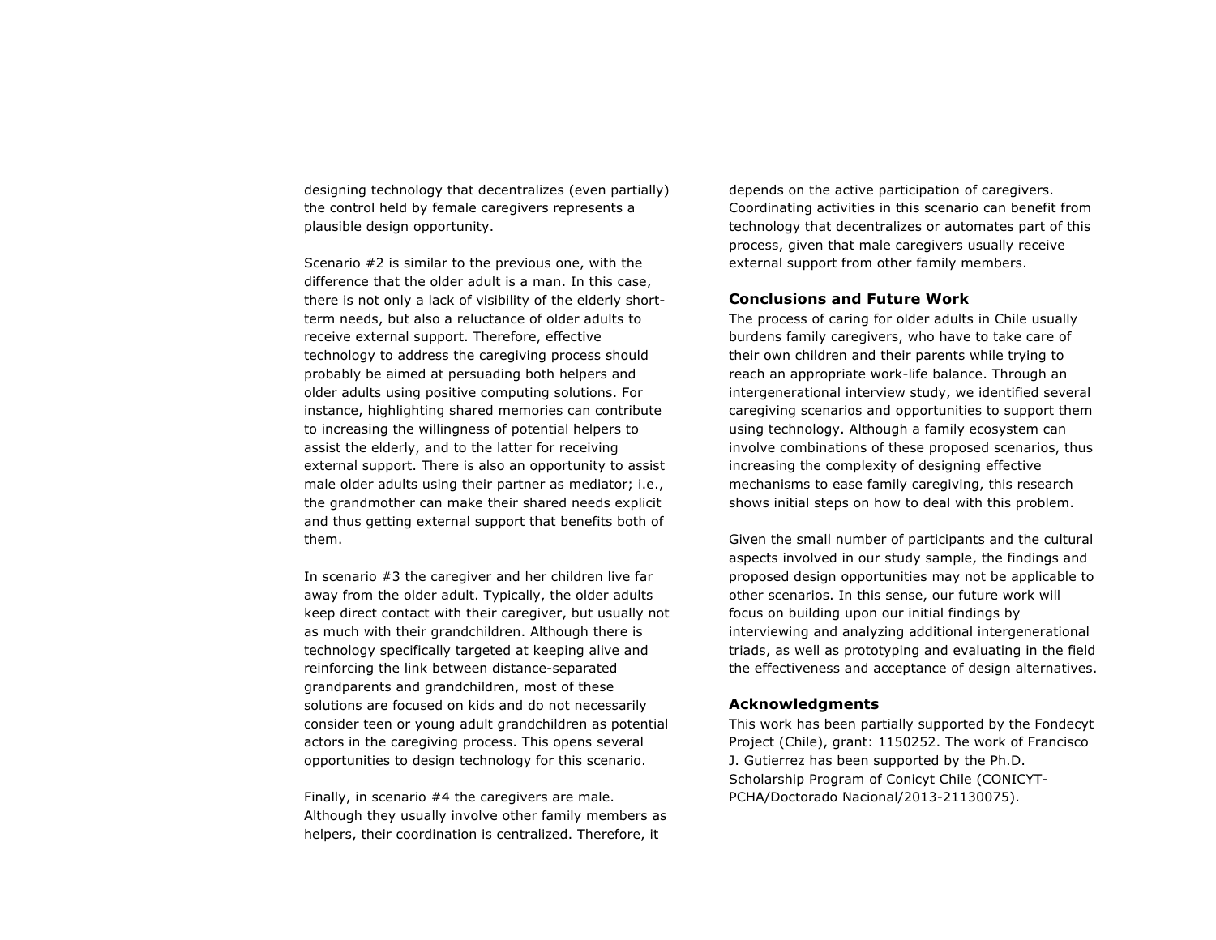designing technology that decentralizes (even partially) the control held by female caregivers represents a plausible design opportunity.

Scenario #2 is similar to the previous one, with the difference that the older adult is a man. In this case, there is not only a lack of visibility of the elderly short-term needs, but also a reluctance of older adults to receive external support. Therefore, effective technology to address the caregiving process should probably be aimed at persuading both helpers and older adults using positive computing solutions. For instance, highlighting shared memories can contribute to increasing the willingness of potential helpers to assist the elderly, and to the latter for receiving external support. There is also an opportunity to assist male older adults using their partner as mediator; i.e., the grandmother can make their shared needs explicit and thus getting external support that benefits both of them.

In scenario #3 the caregiver and her children live far away from the older adult. Typically, the older adults keep direct contact with their caregiver, but usually not as much with their grandchildren. Although there is technology specifically targeted at keeping alive and reinforcing the link between distance-separated grandparents and grandchildren, most of these solutions are focused on kids and do not necessarily consider teen or young adult grandchildren as potential actors in the caregiving process. This opens several opportunities to design technology for this scenario.

Finally, in scenario #4 the caregivers are male. Although they usually involve other family members as helpers, their coordination is centralized. Therefore, it depends on the active participation of caregivers. Coordinating activities in this scenario can benefit from technology that decentralizes or automates part of this process, given that male caregivers usually receive external support from other family members.

## Conclusions and Future Work

The process of caring for older adults in Chile usually burdens family caregivers, who have to take care of their own children and their parents while trying to reach an appropriate work-life balance. Through an intergenerational interview study, we identified several caregiving scenarios and opportunities to support them using technology. Although a family ecosystem can involve combinations of these proposed scenarios, thus increasing the complexity of designing effective mechanisms to ease family caregiving, this research shows initial steps on how to deal with this problem.

Given the small number of participants and the cultural aspects involved in our study sample, the findings and proposed design opportunities may not be applicable to other scenarios. In this sense, our future work will focus on building upon our initial findings by interviewing and analyzing additional intergenerational triads, as well as prototyping and evaluating in the field the effectiveness and acceptance of design alternatives.

## Acknowledgments

This work has been partially supported by the Fondecyt Project (Chile), grant: 1150252. The work of Francisco J. Gutierrez has been supported by the Ph.D. Scholarship Program of Conicyt Chile (CONICYT-PCHA/Doctorado Nacional/2013-21130075).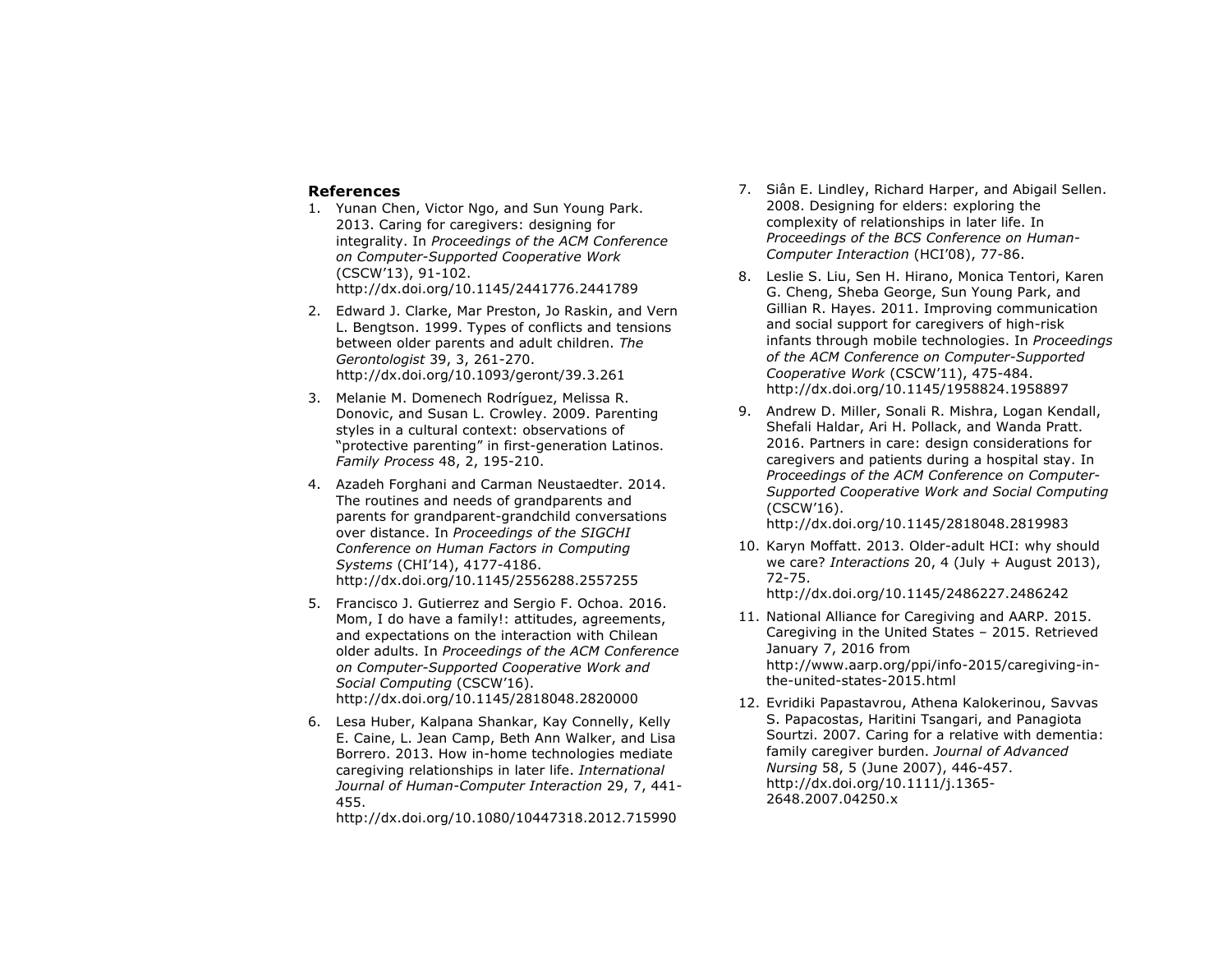## References

1. Yunan Chen, Victor Ngo, and Sun Young Park. 2013. Caring for caregivers: designing for integrality. In *Proceedings of the ACM Conference on Computer-Supported Cooperative Work* (CSCW'13), 91-102. http://dx.doi.org/10.1145/2441776.2441789
2. Edward J. Clarke, Mar Preston, Jo Raskin, and Vern L. Bengtson. 1999. Types of conflicts and tensions between older parents and adult children. *The Gerontologist* 39, 3, 261-270. http://dx.doi.org/10.1093/geront/39.3.261
3. Melanie M. Domenech Rodríguez, Melissa R. Donovic, and Susan L. Crowley. 2009. Parenting styles in a cultural context: observations of "protective parenting" in first-generation Latinos. *Family Process* 48, 2, 195-210.
4. Azadeh Forghani and Carman Neustaedter. 2014. The routines and needs of grandparents and parents for grandparent-grandchild conversations over distance. In *Proceedings of the SIGCHI Conference on Human Factors in Computing Systems* (CHI'14), 4177-4186. http://dx.doi.org/10.1145/2556288.2557255
5. Francisco J. Gutierrez and Sergio F. Ochoa. 2016. Mom, I do have a family!: attitudes, agreements, and expectations on the interaction with Chilean older adults. In *Proceedings of the ACM Conference on Computer-Supported Cooperative Work and Social Computing* (CSCW'16). http://dx.doi.org/10.1145/2818048.2820000
6. Lesa Huber, Kalpana Shankar, Kay Connelly, Kelly E. Caine, L. Jean Camp, Beth Ann Walker, and Lisa Borrero. 2013. How in-home technologies mediate caregiving relationships in later life. *International Journal of Human-Computer Interaction* 29, 7, 441-455. http://dx.doi.org/10.1080/10447318.2012.715990
7. Siân E. Lindley, Richard Harper, and Abigail Sellen. 2008. Designing for elders: exploring the complexity of relationships in later life. In *Proceedings of the BCS Conference on Human-Computer Interaction* (HCI'08), 77-86.
8. Leslie S. Liu, Sen H. Hirano, Monica Tentori, Karen G. Cheng, Sheba George, Sun Young Park, and Gillian R. Hayes. 2011. Improving communication and social support for caregivers of high-risk infants through mobile technologies. In *Proceedings of the ACM Conference on Computer-Supported Cooperative Work* (CSCW'11), 475-484. http://dx.doi.org/10.1145/1958824.1958897
9. Andrew D. Miller, Sonali R. Mishra, Logan Kendall, Shefali Haldar, Ari H. Pollack, and Wanda Pratt. 2016. Partners in care: design considerations for caregivers and patients during a hospital stay. In *Proceedings of the ACM Conference on Computer-Supported Cooperative Work and Social Computing* (CSCW'16). http://dx.doi.org/10.1145/2818048.2819983
10. Karyn Moffatt. 2013. Older-adult HCI: why should we care? *Interactions* 20, 4 (July + August 2013), 72-75. http://dx.doi.org/10.1145/2486227.2486242
11. National Alliance for Caregiving and AARP. 2015. Caregiving in the United States – 2015. Retrieved January 7, 2016 from http://www.aarp.org/ppi/info-2015/caregiving-in-the-united-states-2015.html
12. Evridiki Papastavrou, Athena Kalokerinou, Savvas S. Papacostas, Haritini Tsangari, and Panagiota Sourtzi. 2007. Caring for a relative with dementia: family caregiver burden. *Journal of Advanced Nursing* 58, 5 (June 2007), 446-457. http://dx.doi.org/10.1111/j.1365-2648.2007.04250.x